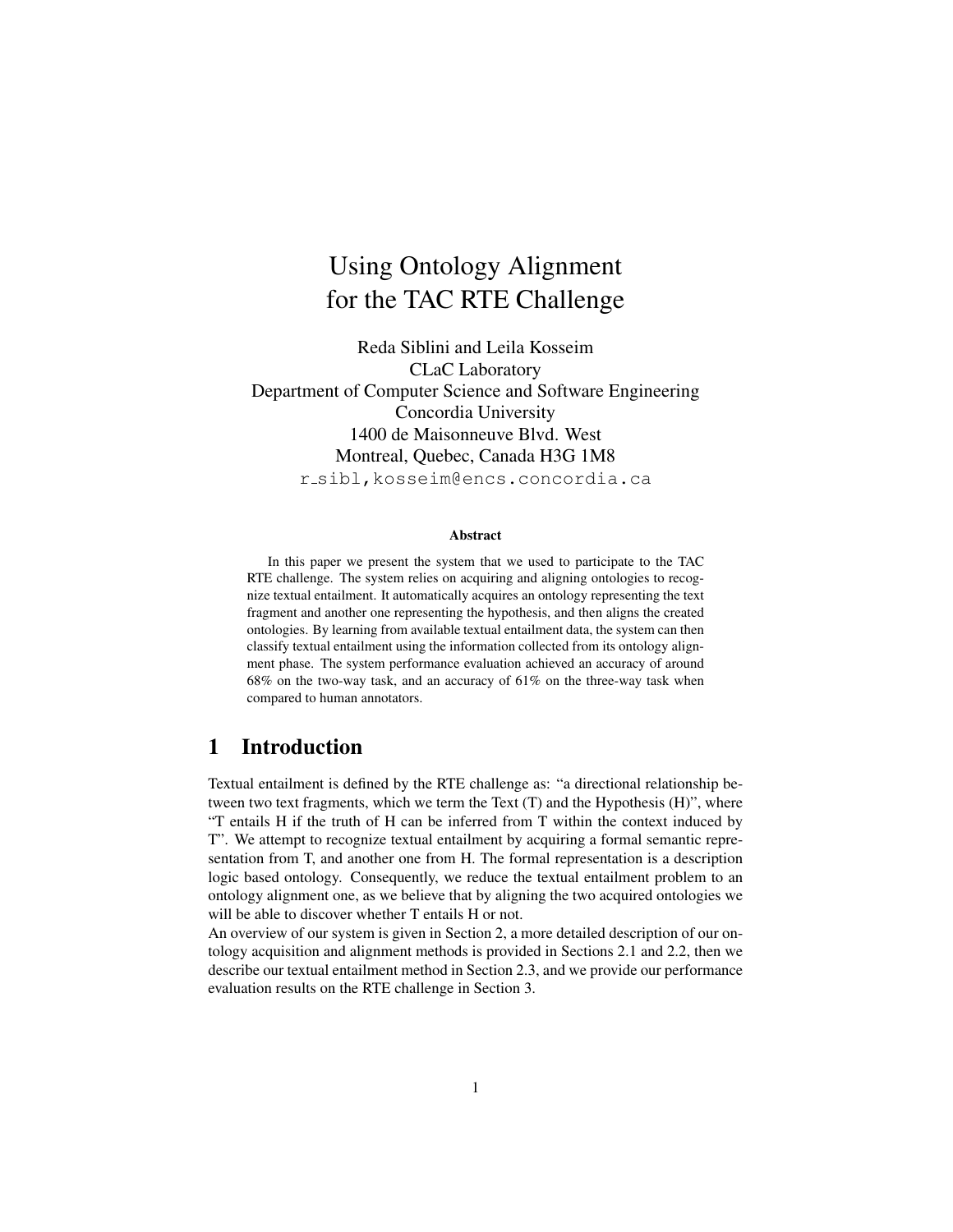# Using Ontology Alignment for the TAC RTE Challenge

Reda Siblini and Leila Kosseim
CLaC Laboratory
Department of Computer Science and Software Engineering
Concordia University
1400 de Maisonneuve Blvd. West
Montreal, Quebec, Canada H3G 1M8
r_sibl,kosseim@encs.concordia.ca

### Abstract

In this paper we present the system that we used to participate to the TAC RTE challenge. The system relies on acquiring and aligning ontologies to recognize textual entailment. It automatically acquires an ontology representing the text fragment and another one representing the hypothesis, and then aligns the created ontologies. By learning from available textual entailment data, the system can then classify textual entailment using the information collected from its ontology alignment phase. The system performance evaluation achieved an accuracy of around 68% on the two-way task, and an accuracy of 61% on the three-way task when compared to human annotators.

## 1 Introduction

Textual entailment is defined by the RTE challenge as: "a directional relationship between two text fragments, which we term the Text (T) and the Hypothesis (H)", where "T entails H if the truth of H can be inferred from T within the context induced by T". We attempt to recognize textual entailment by acquiring a formal semantic representation from T, and another one from H. The formal representation is a description logic based ontology. Consequently, we reduce the textual entailment problem to an ontology alignment one, as we believe that by aligning the two acquired ontologies we will be able to discover whether T entails H or not.
An overview of our system is given in Section 2, a more detailed description of our ontology acquisition and alignment methods is provided in Sections 2.1 and 2.2, then we describe our textual entailment method in Section 2.3, and we provide our performance evaluation results on the RTE challenge in Section 3.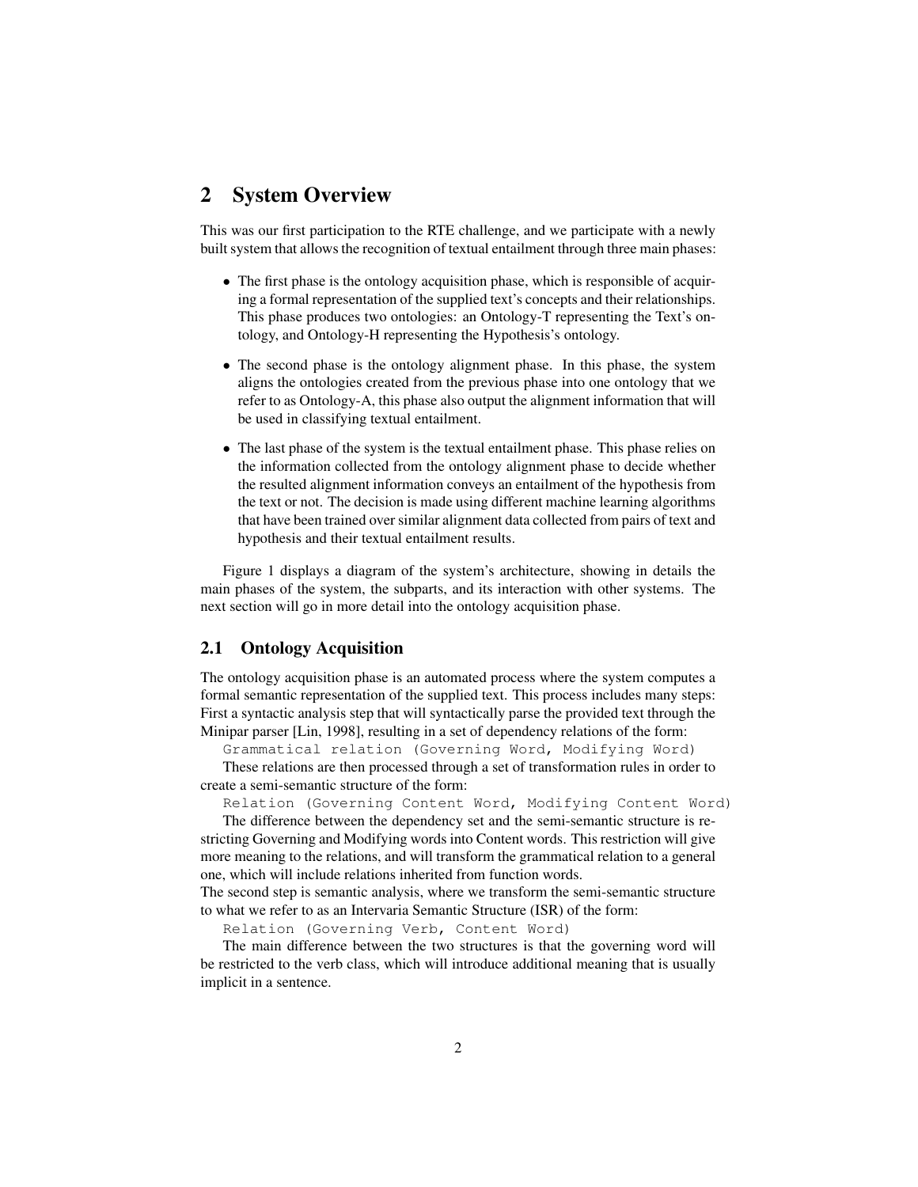# 2 System Overview

This was our first participation to the RTE challenge, and we participate with a newly built system that allows the recognition of textual entailment through three main phases:

- The first phase is the ontology acquisition phase, which is responsible of acquiring a formal representation of the supplied text's concepts and their relationships. This phase produces two ontologies: an Ontology-T representing the Text's ontology, and Ontology-H representing the Hypothesis's ontology.
- The second phase is the ontology alignment phase. In this phase, the system aligns the ontologies created from the previous phase into one ontology that we refer to as Ontology-A, this phase also output the alignment information that will be used in classifying textual entailment.
- The last phase of the system is the textual entailment phase. This phase relies on the information collected from the ontology alignment phase to decide whether the resulted alignment information conveys an entailment of the hypothesis from the text or not. The decision is made using different machine learning algorithms that have been trained over similar alignment data collected from pairs of text and hypothesis and their textual entailment results.

Figure 1 displays a diagram of the system's architecture, showing in details the main phases of the system, the subparts, and its interaction with other systems. The next section will go in more detail into the ontology acquisition phase.

## 2.1 Ontology Acquisition

The ontology acquisition phase is an automated process where the system computes a formal semantic representation of the supplied text. This process includes many steps: First a syntactic analysis step that will syntactically parse the provided text through the Minipar parser [Lin, 1998], resulting in a set of dependency relations of the form:

`Grammatical relation (Governing Word, Modifying Word)`

These relations are then processed through a set of transformation rules in order to create a semi-semantic structure of the form:

`Relation (Governing Content Word, Modifying Content Word)`

The difference between the dependency set and the semi-semantic structure is restricting Governing and Modifying words into Content words. This restriction will give more meaning to the relations, and will transform the grammatical relation to a general one, which will include relations inherited from function words.

The second step is semantic analysis, where we transform the semi-semantic structure to what we refer to as an Intervaria Semantic Structure (ISR) of the form:

`Relation (Governing Verb, Content Word)`

The main difference between the two structures is that the governing word will be restricted to the verb class, which will introduce additional meaning that is usually implicit in a sentence.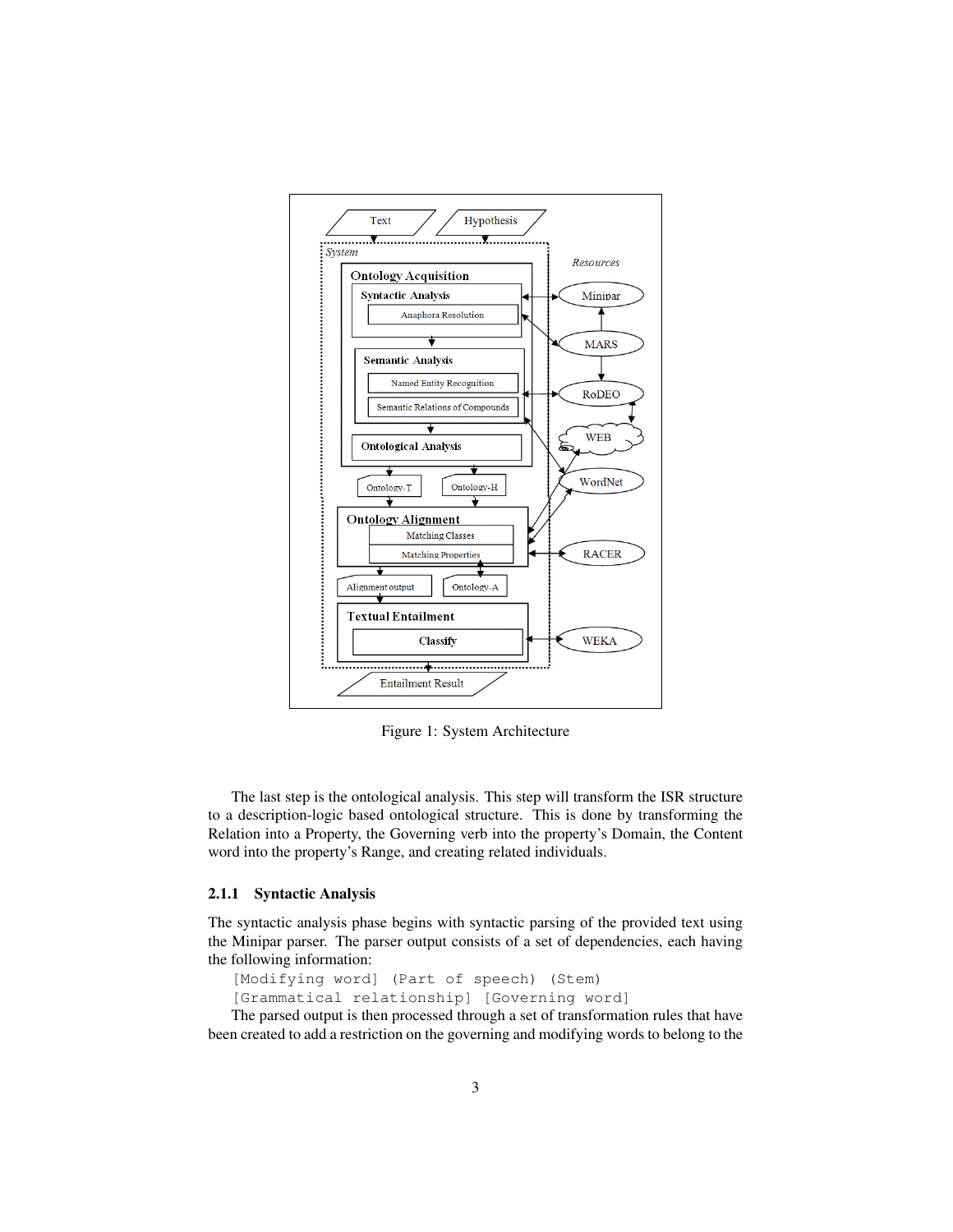Figure 1: System Architecture

The last step is the ontological analysis. This step will transform the ISR structure to a description-logic based ontological structure. This is done by transforming the Relation into a Property, the Governing verb into the property's Domain, the Content word into the property's Range, and creating related individuals.

### 2.1.1 Syntactic Analysis

The syntactic analysis phase begins with syntactic parsing of the provided text using the Minipar parser. The parser output consists of a set of dependencies, each having the following information:

```
[Modifying word] (Part of speech) (Stem)
[Grammatical relationship] [Governing word]
```

The parsed output is then processed through a set of transformation rules that have been created to add a restriction on the governing and modifying words to belong to the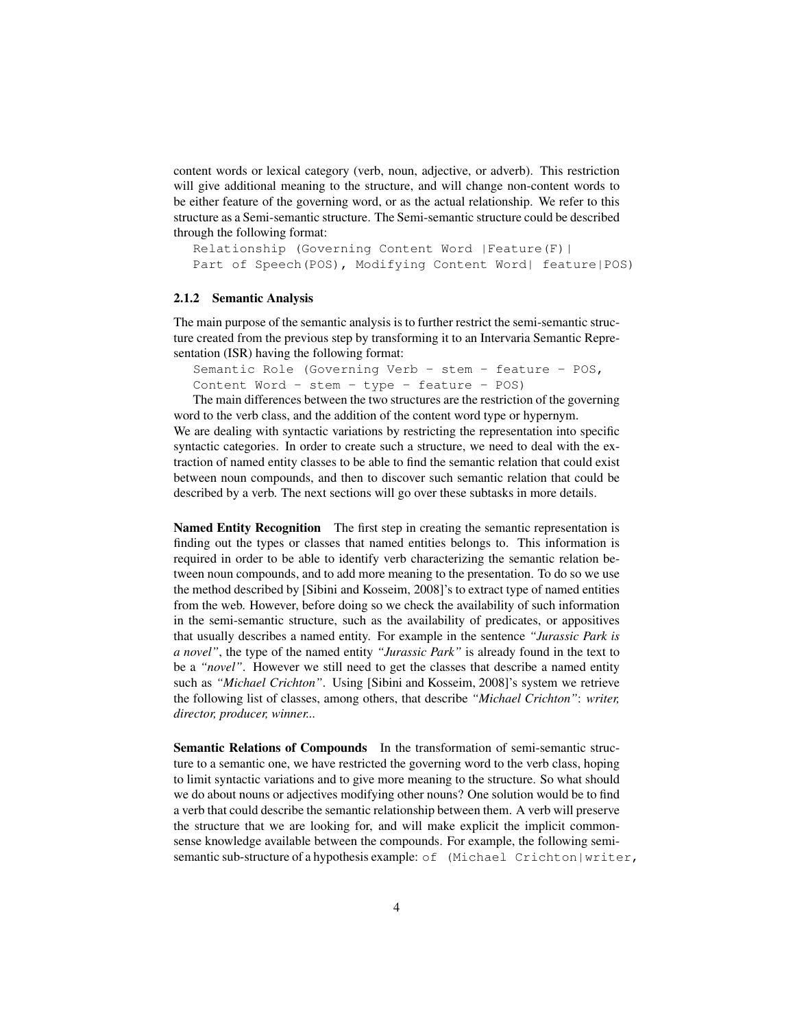content words or lexical category (verb, noun, adjective, or adverb). This restriction will give additional meaning to the structure, and will change non-content words to be either feature of the governing word, or as the actual relationship. We refer to this structure as a Semi-semantic structure. The Semi-semantic structure could be described through the following format:

```
Relationship (Governing Content Word |Feature(F)|
Part of Speech(POS), Modifying Content Word| feature|POS)
```

### 2.1.2 Semantic Analysis

The main purpose of the semantic analysis is to further restrict the semi-semantic structure created from the previous step by transforming it to an Intervaria Semantic Representation (ISR) having the following format:

```
Semantic Role (Governing Verb - stem - feature - POS,
Content Word - stem - type - feature - POS)
```

The main differences between the two structures are the restriction of the governing word to the verb class, and the addition of the content word type or hypernym. We are dealing with syntactic variations by restricting the representation into specific syntactic categories. In order to create such a structure, we need to deal with the extraction of named entity classes to be able to find the semantic relation that could exist between noun compounds, and then to discover such semantic relation that could be described by a verb. The next sections will go over these subtasks in more details.

**Named Entity Recognition** The first step in creating the semantic representation is finding out the types or classes that named entities belongs to. This information is required in order to be able to identify verb characterizing the semantic relation between noun compounds, and to add more meaning to the presentation. To do so we use the method described by [Sibini and Kosseim, 2008]'s to extract type of named entities from the web. However, before doing so we check the availability of such information in the semi-semantic structure, such as the availability of predicates, or appositives that usually describes a named entity. For example in the sentence *"Jurassic Park is a novel"*, the type of the named entity *"Jurassic Park"* is already found in the text to be a *"novel"*. However we still need to get the classes that describe a named entity such as *"Michael Crichton"*. Using [Sibini and Kosseim, 2008]'s system we retrieve the following list of classes, among others, that describe *"Michael Crichton"*: *writer, director, producer, winner...*

**Semantic Relations of Compounds** In the transformation of semi-semantic structure to a semantic one, we have restricted the governing word to the verb class, hoping to limit syntactic variations and to give more meaning to the structure. So what should we do about nouns or adjectives modifying other nouns? One solution would be to find a verb that could describe the semantic relationship between them. A verb will preserve the structure that we are looking for, and will make explicit the implicit commonsense knowledge available between the compounds. For example, the following semi-semantic sub-structure of a hypothesis example: `of (Michael Crichton|writer,`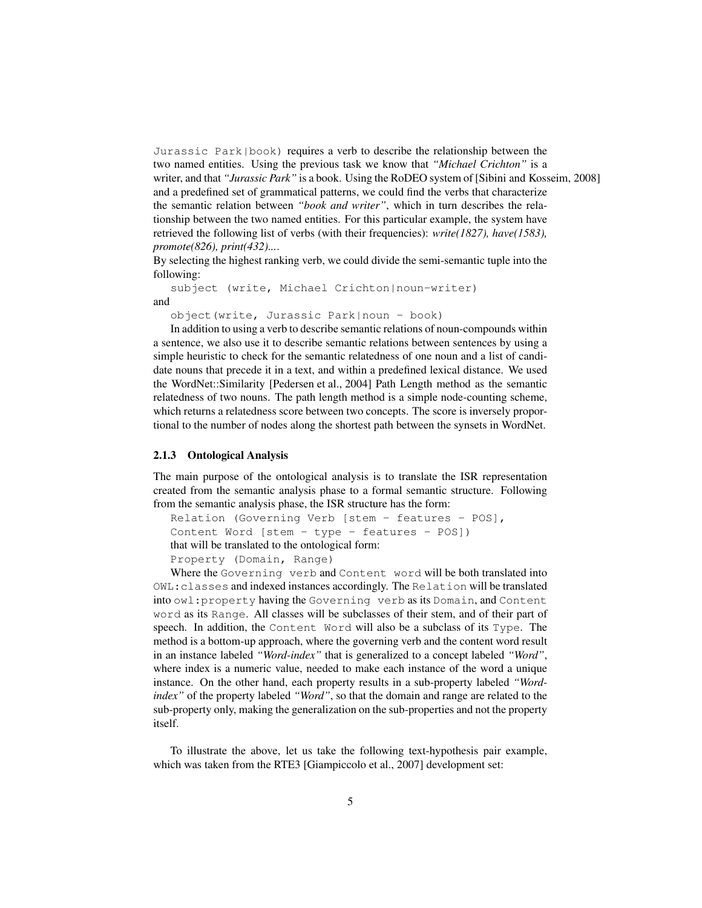Jurassic Park|book) requires a verb to describe the relationship between the two named entities. Using the previous task we know that *"Michael Crichton"* is a writer, and that *"Jurassic Park"* is a book. Using the RoDEO system of [Sibini and Kosseim, 2008] and a predefined set of grammatical patterns, we could find the verbs that characterize the semantic relation between *"book and writer"*, which in turn describes the relationship between the two named entities. For this particular example, the system have retrieved the following list of verbs (with their frequencies): ***write(1827), have(1583), promote(826), print(432)....***

By selecting the highest ranking verb, we could divide the semi-semantic tuple into the following:

```
subject (write, Michael Crichton|noun-writer)
```

and

```
object(write, Jurassic Park|noun - book)
```

In addition to using a verb to describe semantic relations of noun-compounds within a sentence, we also use it to describe semantic relations between sentences by using a simple heuristic to check for the semantic relatedness of one noun and a list of candidate nouns that precede it in a text, and within a predefined lexical distance. We used the WordNet::Similarity [Pedersen et al., 2004] Path Length method as the semantic relatedness of two nouns. The path length method is a simple node-counting scheme, which returns a relatedness score between two concepts. The score is inversely proportional to the number of nodes along the shortest path between the synsets in WordNet.

### 2.1.3 Ontological Analysis

The main purpose of the ontological analysis is to translate the ISR representation created from the semantic analysis phase to a formal semantic structure. Following from the semantic analysis phase, the ISR structure has the form:

```
Relation (Governing Verb [stem - features - POS],
Content Word [stem - type - features - POS])
```

that will be translated to the ontological form:

```
Property (Domain, Range)
```

Where the `Governing verb` and `Content word` will be both translated into `OWL:classes` and indexed instances accordingly. The `Relation` will be translated into `owl:property` having the `Governing verb` as its `Domain`, and `Content word` as its `Range`. All classes will be subclasses of their stem, and of their part of speech. In addition, the `Content Word` will also be a subclass of its `Type`. The method is a bottom-up approach, where the governing verb and the content word result in an instance labeled *"Word-index"* that is generalized to a concept labeled *"Word"*, where index is a numeric value, needed to make each instance of the word a unique instance. On the other hand, each property results in a sub-property labeled *"Word-index"* of the property labeled *"Word"*, so that the domain and range are related to the sub-property only, making the generalization on the sub-properties and not the property itself.

To illustrate the above, let us take the following text-hypothesis pair example, which was taken from the RTE3 [Giampiccolo et al., 2007] development set: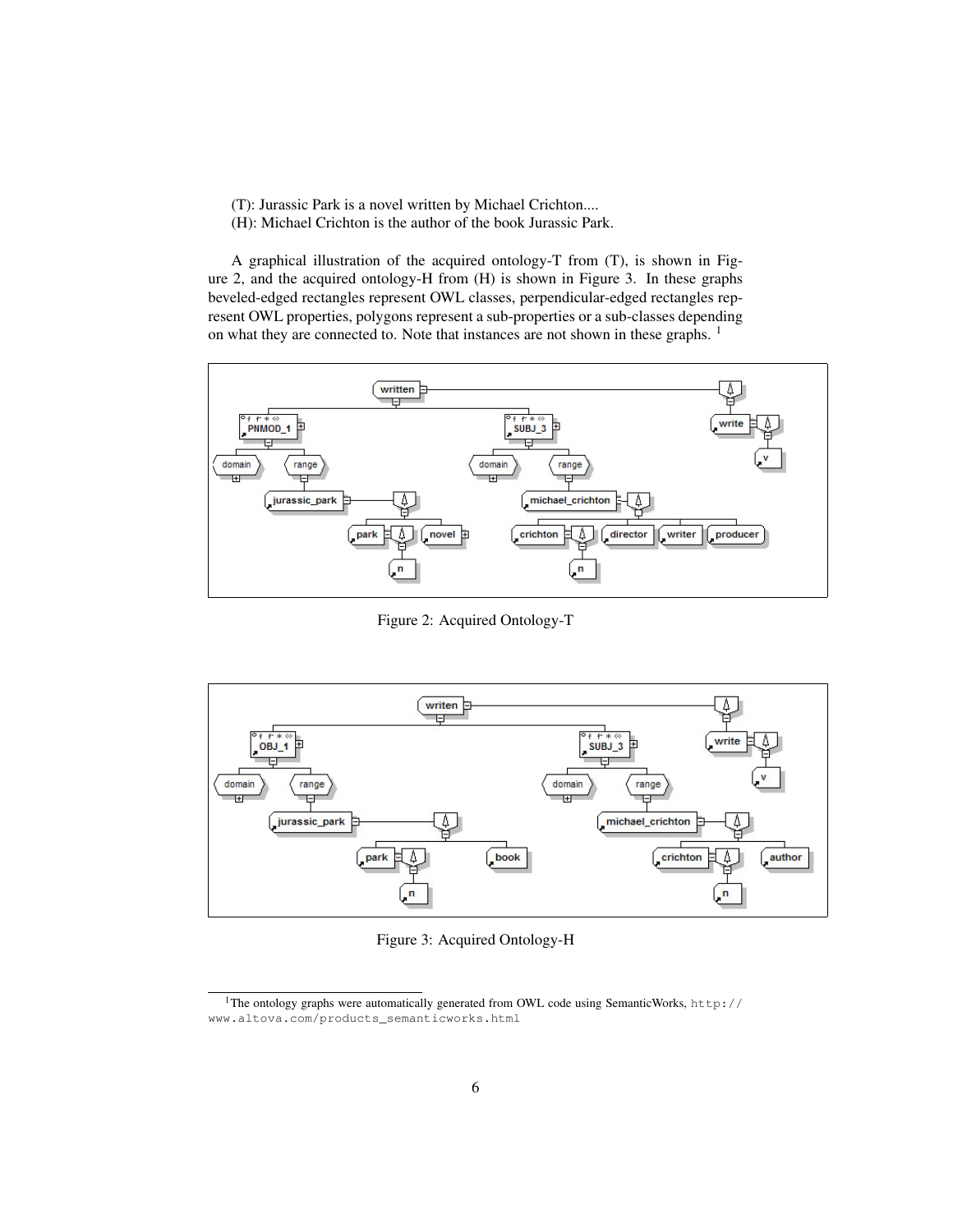(T): Jurassic Park is a novel written by Michael Crichton....
(H): Michael Crichton is the author of the book Jurassic Park.

A graphical illustration of the acquired ontology-T from (T), is shown in Figure 2, and the acquired ontology-H from (H) is shown in Figure 3. In these graphs beveled-edged rectangles represent OWL classes, perpendicular-edged rectangles represent OWL properties, polygons represent a sub-properties or a sub-classes depending on what they are connected to. Note that instances are not shown in these graphs. [1]

Figure 2: Acquired Ontology-T

Figure 3: Acquired Ontology-H

[1]The ontology graphs were automatically generated from OWL code using SemanticWorks, http://www.altova.com/products_semanticworks.html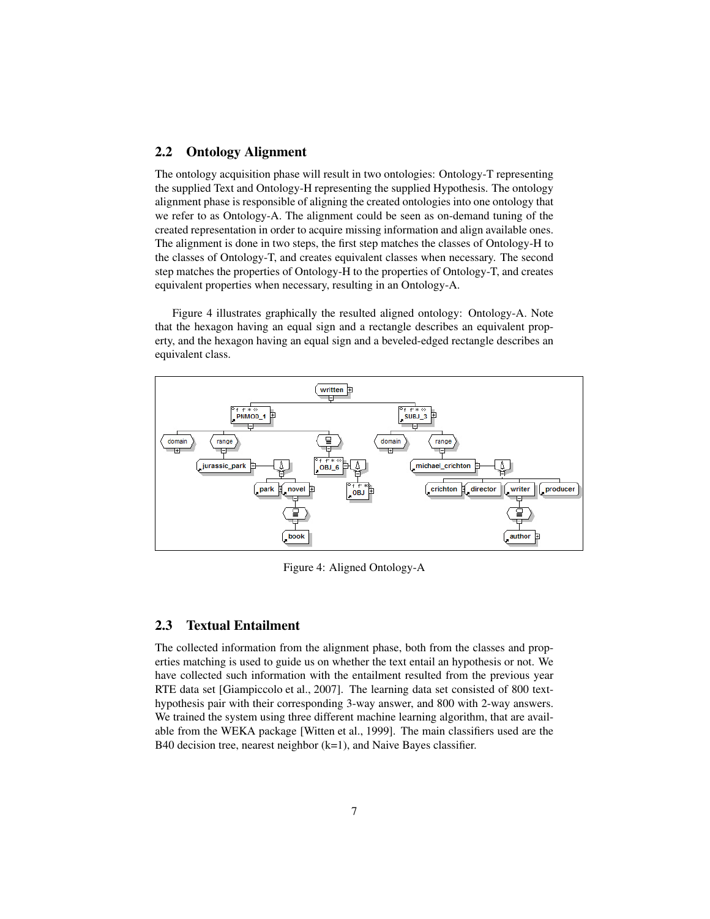## 2.2 Ontology Alignment

The ontology acquisition phase will result in two ontologies: Ontology-T representing the supplied Text and Ontology-H representing the supplied Hypothesis. The ontology alignment phase is responsible of aligning the created ontologies into one ontology that we refer to as Ontology-A. The alignment could be seen as on-demand tuning of the created representation in order to acquire missing information and align available ones. The alignment is done in two steps, the first step matches the classes of Ontology-H to the classes of Ontology-T, and creates equivalent classes when necessary. The second step matches the properties of Ontology-H to the properties of Ontology-T, and creates equivalent properties when necessary, resulting in an Ontology-A.

Figure 4 illustrates graphically the resulted aligned ontology: Ontology-A. Note that the hexagon having an equal sign and a rectangle describes an equivalent property, and the hexagon having an equal sign and a beveled-edged rectangle describes an equivalent class.

Figure 4: Aligned Ontology-A

## 2.3 Textual Entailment

The collected information from the alignment phase, both from the classes and properties matching is used to guide us on whether the text entail an hypothesis or not. We have collected such information with the entailment resulted from the previous year RTE data set [Giampiccolo et al., 2007]. The learning data set consisted of 800 text-hypothesis pair with their corresponding 3-way answer, and 800 with 2-way answers. We trained the system using three different machine learning algorithm, that are available from the WEKA package [Witten et al., 1999]. The main classifiers used are the B40 decision tree, nearest neighbor (k=1), and Naive Bayes classifier.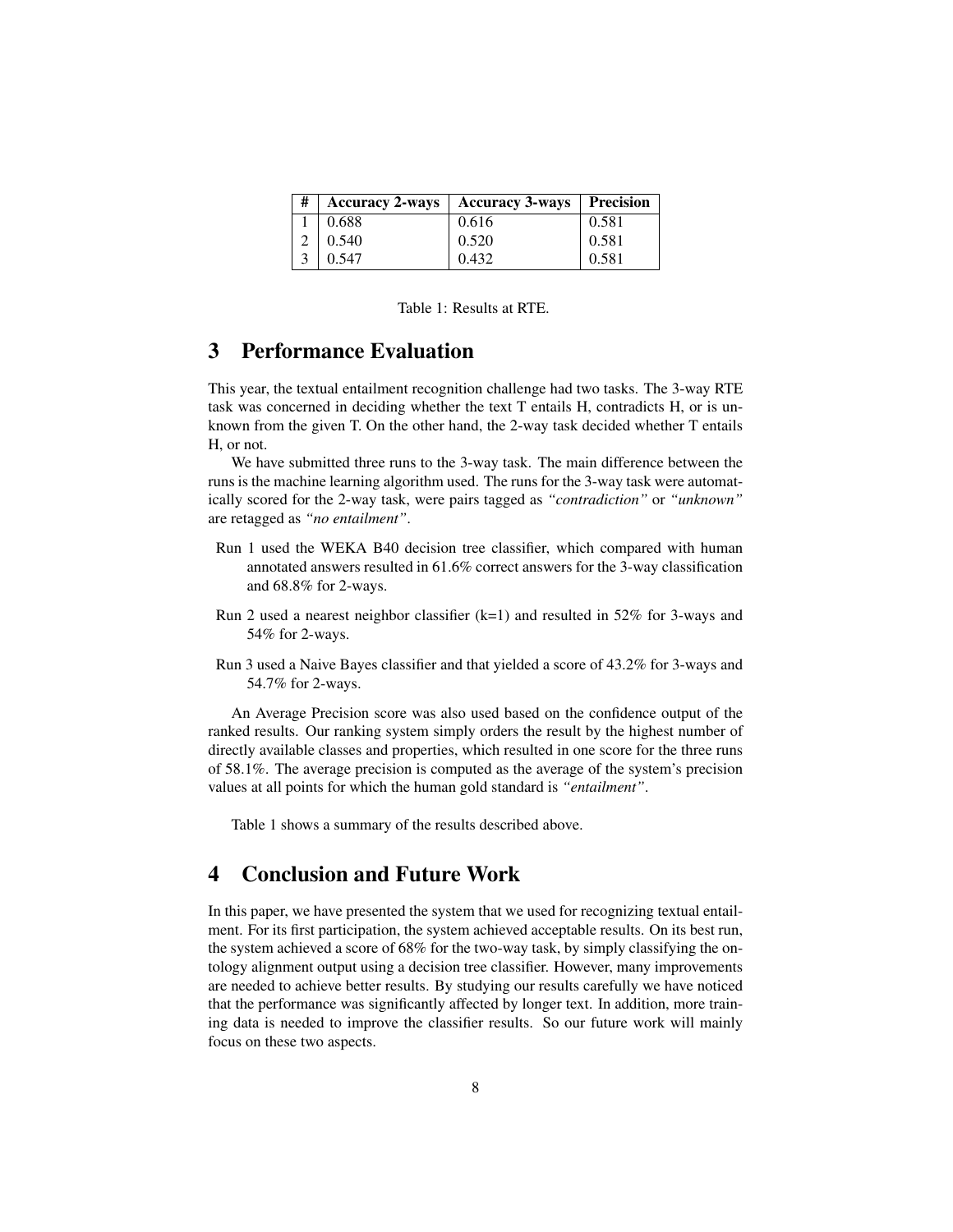| # | Accuracy 2-ways | Accuracy 3-ways | Precision |
|---|---|---|---|
| 1 | 0.688 | 0.616 | 0.581 |
| 2 | 0.540 | 0.520 | 0.581 |
| 3 | 0.547 | 0.432 | 0.581 |

Table 1: Results at RTE.

# 3 Performance Evaluation

This year, the textual entailment recognition challenge had two tasks. The 3-way RTE task was concerned in deciding whether the text T entails H, contradicts H, or is unknown from the given T. On the other hand, the 2-way task decided whether T entails H, or not.

We have submitted three runs to the 3-way task. The main difference between the runs is the machine learning algorithm used. The runs for the 3-way task were automatically scored for the 2-way task, were pairs tagged as *"contradiction"* or *"unknown"* are retagged as *"no entailment"*.

Run 1 used the WEKA B40 decision tree classifier, which compared with human annotated answers resulted in 61.6% correct answers for the 3-way classification and 68.8% for 2-ways.

Run 2 used a nearest neighbor classifier (k=1) and resulted in 52% for 3-ways and 54% for 2-ways.

Run 3 used a Naive Bayes classifier and that yielded a score of 43.2% for 3-ways and 54.7% for 2-ways.

An Average Precision score was also used based on the confidence output of the ranked results. Our ranking system simply orders the result by the highest number of directly available classes and properties, which resulted in one score for the three runs of 58.1%. The average precision is computed as the average of the system's precision values at all points for which the human gold standard is *"entailment"*.

Table 1 shows a summary of the results described above.

# 4 Conclusion and Future Work

In this paper, we have presented the system that we used for recognizing textual entailment. For its first participation, the system achieved acceptable results. On its best run, the system achieved a score of 68% for the two-way task, by simply classifying the ontology alignment output using a decision tree classifier. However, many improvements are needed to achieve better results. By studying our results carefully we have noticed that the performance was significantly affected by longer text. In addition, more training data is needed to improve the classifier results. So our future work will mainly focus on these two aspects.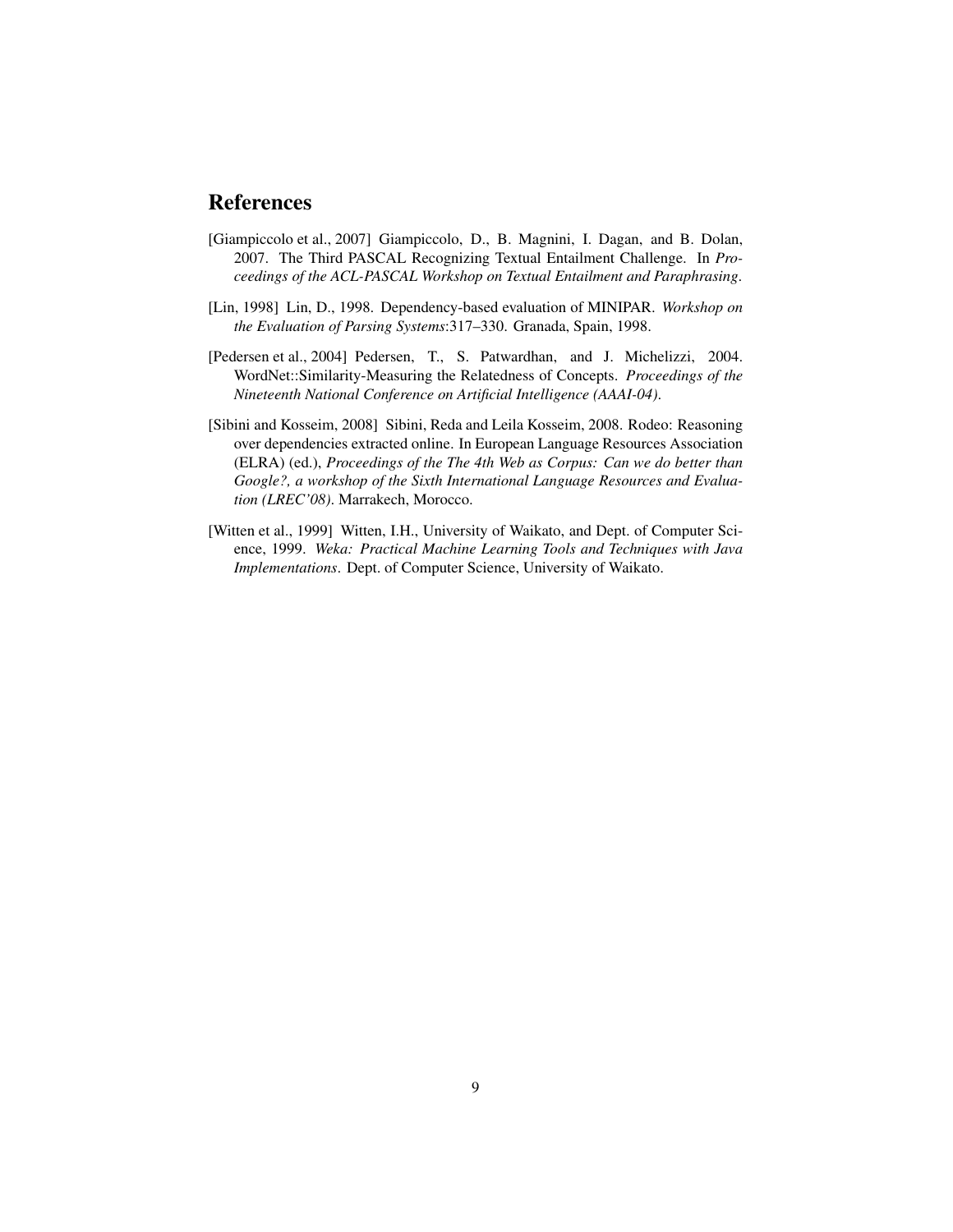## References

[Giampiccolo et al., 2007] Giampiccolo, D., B. Magnini, I. Dagan, and B. Dolan, 2007. The Third PASCAL Recognizing Textual Entailment Challenge. In *Proceedings of the ACL-PASCAL Workshop on Textual Entailment and Paraphrasing*.

[Lin, 1998] Lin, D., 1998. Dependency-based evaluation of MINIPAR. *Workshop on the Evaluation of Parsing Systems*:317–330. Granada, Spain, 1998.

[Pedersen et al., 2004] Pedersen, T., S. Patwardhan, and J. Michelizzi, 2004. WordNet::Similarity-Measuring the Relatedness of Concepts. *Proceedings of the Nineteenth National Conference on Artificial Intelligence (AAAI-04)*.

[Sibini and Kosseim, 2008] Sibini, Reda and Leila Kosseim, 2008. Rodeo: Reasoning over dependencies extracted online. In European Language Resources Association (ELRA) (ed.), *Proceedings of the The 4th Web as Corpus: Can we do better than Google?, a workshop of the Sixth International Language Resources and Evaluation (LREC'08)*. Marrakech, Morocco.

[Witten et al., 1999] Witten, I.H., University of Waikato, and Dept. of Computer Science, 1999. *Weka: Practical Machine Learning Tools and Techniques with Java Implementations*. Dept. of Computer Science, University of Waikato.